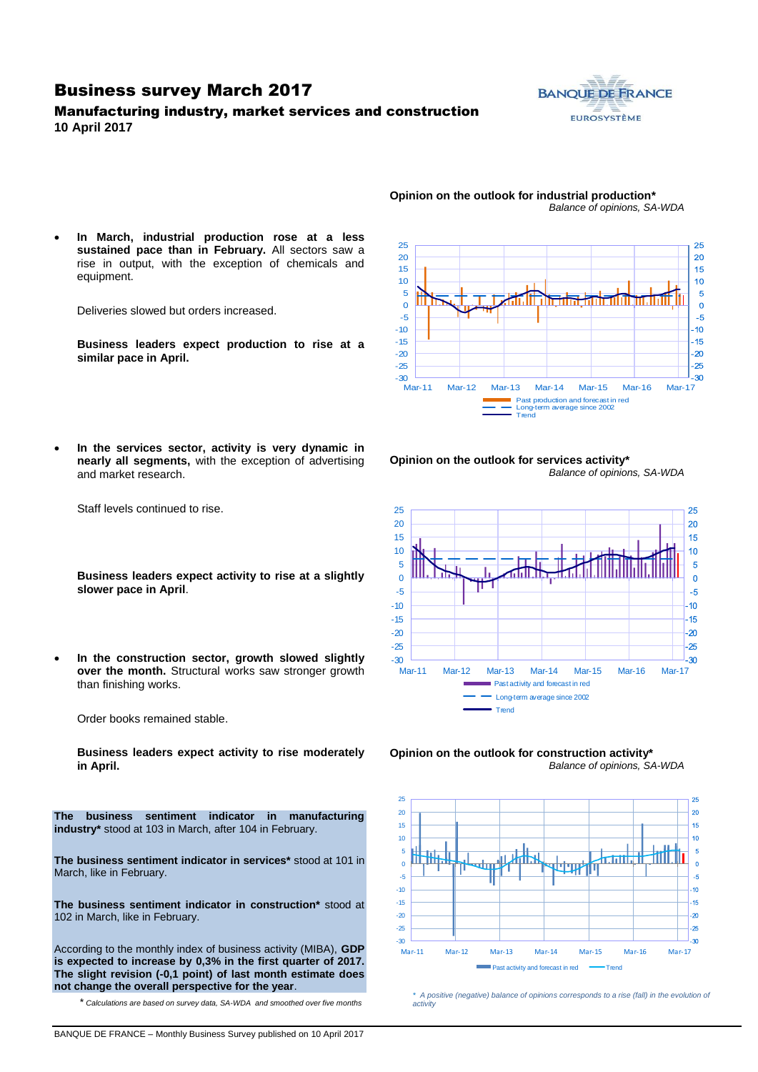# Business survey March 2017

### Manufacturing industry, market services and construction

**10 April 2017**

- **In March, industrial production rose at a less sustained pace than in February.** All sectors saw a rise in output, with the exception of chemicals and equipment.

  Deliveries slowed but orders increased.

  **Business leaders expect production to rise at a similar pace in April.**

**Opinion on the outlook for industrial production***

*Balance of opinions, SA-WDA*

- **In the services sector, activity is very dynamic in nearly all segments,** with the exception of advertising and market research.

  Staff levels continued to rise.

  **Business leaders expect activity to rise at a slightly slower pace in April**.

**Opinion on the outlook for services activity***

*Balance of opinions, SA-WDA*

- **In the construction sector, growth slowed slightly over the month.** Structural works saw stronger growth than finishing works.

  Order books remained stable.

  **Business leaders expect activity to rise moderately in April.**

**Opinion on the outlook for construction activity***

*Balance of opinions, SA-WDA*

**The business sentiment indicator in manufacturing industry*** stood at 103 in March, after 104 in February.

**The business sentiment indicator in services*** stood at 101 in March, like in February.

**The business sentiment indicator in construction*** stood at 102 in March, like in February.

According to the monthly index of business activity (MIBA), **GDP is expected to increase by 0,3% in the first quarter of 2017. The slight revision (-0,1 point) of last month estimate does not change the overall perspective for the year**.

\* *Calculations are based on survey data, SA-WDA and smoothed over five months*

\* *A positive (negative) balance of opinions corresponds to a rise (fall) in the evolution of activity*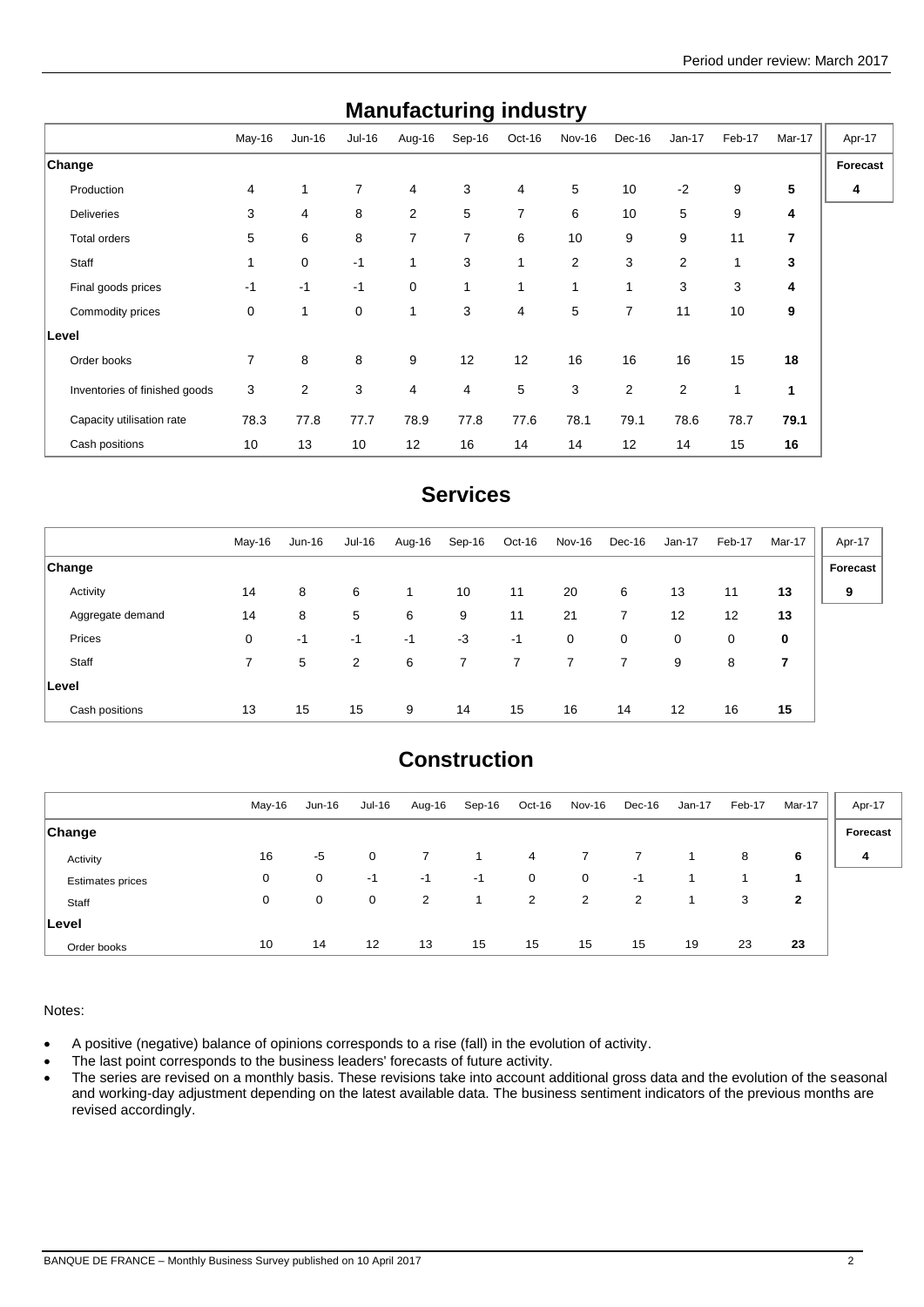## Manufacturing industry

| | May-16 | Jun-16 | Jul-16 | Aug-16 | Sep-16 | Oct-16 | Nov-16 | Dec-16 | Jan-17 | Feb-17 | Mar-17 | Apr-17 |
|---|---|---|---|---|---|---|---|---|---|---|---|---|
| **Change** | | | | | | | | | | | | **Forecast** |
| Production | 4 | 1 | 7 | 4 | 3 | 4 | 5 | 10 | -2 | 9 | **5** | **4** |
| Deliveries | 3 | 4 | 8 | 2 | 5 | 7 | 6 | 10 | 5 | 9 | **4** | |
| Total orders | 5 | 6 | 8 | 7 | 7 | 6 | 10 | 9 | 9 | 11 | **7** | |
| Staff | 1 | 0 | -1 | 1 | 3 | 1 | 2 | 3 | 2 | 1 | **3** | |
| Final goods prices | -1 | -1 | -1 | 0 | 1 | 1 | 1 | 1 | 3 | 3 | **4** | |
| Commodity prices | 0 | 1 | 0 | 1 | 3 | 4 | 5 | 7 | 11 | 10 | **9** | |
| **Level** | | | | | | | | | | | | |
| Order books | 7 | 8 | 8 | 9 | 12 | 12 | 16 | 16 | 16 | 15 | **18** | |
| Inventories of finished goods | 3 | 2 | 3 | 4 | 4 | 5 | 3 | 2 | 2 | 1 | **1** | |
| Capacity utilisation rate | 78.3 | 77.8 | 77.7 | 78.9 | 77.8 | 77.6 | 78.1 | 79.1 | 78.6 | 78.7 | **79.1** | |
| Cash positions | 10 | 13 | 10 | 12 | 16 | 14 | 14 | 12 | 14 | 15 | **16** | |

## Services

| | May-16 | Jun-16 | Jul-16 | Aug-16 | Sep-16 | Oct-16 | Nov-16 | Dec-16 | Jan-17 | Feb-17 | Mar-17 | Apr-17 |
|---|---|---|---|---|---|---|---|---|---|---|---|---|
| **Change** | | | | | | | | | | | | **Forecast** |
| Activity | 14 | 8 | 6 | 1 | 10 | 11 | 20 | 6 | 13 | 11 | **13** | **9** |
| Aggregate demand | 14 | 8 | 5 | 6 | 9 | 11 | 21 | 7 | 12 | 12 | **13** | |
| Prices | 0 | -1 | -1 | -1 | -3 | -1 | 0 | 0 | 0 | 0 | **0** | |
| Staff | 7 | 5 | 2 | 6 | 7 | 7 | 7 | 7 | 9 | 8 | **7** | |
| **Level** | | | | | | | | | | | | |
| Cash positions | 13 | 15 | 15 | 9 | 14 | 15 | 16 | 14 | 12 | 16 | **15** | |

## Construction

| | May-16 | Jun-16 | Jul-16 | Aug-16 | Sep-16 | Oct-16 | Nov-16 | Dec-16 | Jan-17 | Feb-17 | Mar-17 | Apr-17 |
|---|---|---|---|---|---|---|---|---|---|---|---|---|
| **Change** | | | | | | | | | | | | **Forecast** |
| Activity | 16 | -5 | 0 | 7 | 1 | 4 | 7 | 7 | 1 | 8 | **6** | **4** |
| Estimates prices | 0 | 0 | -1 | -1 | -1 | 0 | 0 | -1 | 1 | 1 | **1** | |
| Staff | 0 | 0 | 0 | 2 | 1 | 2 | 2 | 2 | 1 | 3 | **2** | |
| **Level** | | | | | | | | | | | | |
| Order books | 10 | 14 | 12 | 13 | 15 | 15 | 15 | 15 | 19 | 23 | **23** | |

Notes:

- A positive (negative) balance of opinions corresponds to a rise (fall) in the evolution of activity.
- The last point corresponds to the business leaders' forecasts of future activity.
- The series are revised on a monthly basis. These revisions take into account additional gross data and the evolution of the seasonal and working-day adjustment depending on the latest available data. The business sentiment indicators of the previous months are revised accordingly.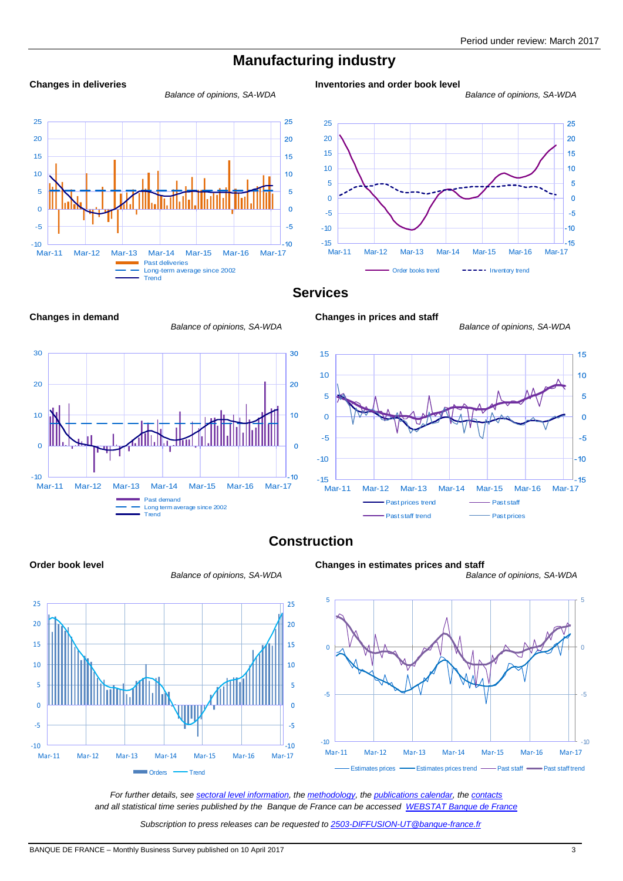# Manufacturing industry

**Changes in deliveries**

*Balance of opinions, SA-WDA*

25 20 15 10 5 0 -5 -10

Mar-11 Mar-12 Mar-13 Mar-14 Mar-15 Mar-16 Mar-17

Past deliveries
Long-term average since 2002
Trend

**Inventories and order book level**

*Balance of opinions, SA-WDA*

25 20 15 10 5 0 -5 -10 -15

Mar-11 Mar-12 Mar-13 Mar-14 Mar-15 Mar-16 Mar-17

Order books trend
Inventory trend

# Services

**Changes in demand**

*Balance of opinions, SA-WDA*

30 20 10 0 -10

Mar-11 Mar-12 Mar-13 Mar-14 Mar-15 Mar-16 Mar-17

Past demand
Long term average since 2002
Trend

**Changes in prices and staff**

*Balance of opinions, SA-WDA*

15 10 5 0 -5 -10 -15

Mar-11 Mar-12 Mar-13 Mar-14 Mar-15 Mar-16 Mar-17

Past prices trend
Past staff
Past staff trend
Past prices

# Construction

**Order book level**

*Balance of opinions, SA-WDA*

25 20 15 10 5 0 -5 -10

Mar-11 Mar-12 Mar-13 Mar-14 Mar-15 Mar-16 Mar-17

Orders
Trend

**Changes in estimates prices and staff**

*Balance of opinions, SA-WDA*

5 0 -5 -10

Mar-11 Mar-12 Mar-13 Mar-14 Mar-15 Mar-16 Mar-17

Estimates prices
Estimates prices trend
Past staff
Past staff trend

*For further details, see sectoral level information, the methodology, the publications calendar, the contacts and all statistical time series published by the Banque de France can be accessed WEBSTAT Banque de France*

*Subscription to press releases can be requested to 2503-DIFFUSION-UT@banque-france.fr*